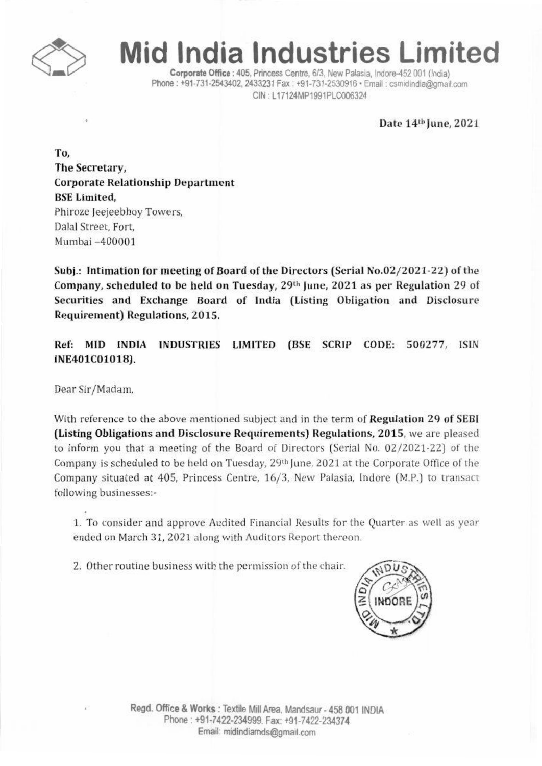# Mid India Industries Limited

Corporate Office : 405, Princess Centre, 6/3, New Palasia, Indore-452 001 (India)
Phone : +91-731-2543402, 2433231 Fax : +91-731-2530916 • Email : csmidindia@gmail.com
CIN : L17124MP1991PLC006324

Date 14th June, 2021

To,
**The Secretary,**
**Corporate Relationship Department**
**BSE Limited,**
Phiroze Jeejeebhoy Towers,
Dalal Street, Fort,
Mumbai -400001

**Subj.: Intimation for meeting of Board of the Directors (Serial No.02/2021-22) of the Company, scheduled to be held on Tuesday, 29th June, 2021 as per Regulation 29 of Securities and Exchange Board of India (Listing Obligation and Disclosure Requirement) Regulations, 2015.**

**Ref: MID INDIA INDUSTRIES LIMITED (BSE SCRIP CODE: 500277, ISIN INE401C01018).**

Dear Sir/Madam,

With reference to the above mentioned subject and in the term of **Regulation 29 of SEBI (Listing Obligations and Disclosure Requirements) Regulations, 2015**, we are pleased to inform you that a meeting of the Board of Directors (Serial No. 02/2021-22) of the Company is scheduled to be held on Tuesday, 29th June, 2021 at the Corporate Office of the Company situated at 405, Princess Centre, 16/3, New Palasia, Indore (M.P.) to transact following businesses:-

1. To consider and approve Audited Financial Results for the Quarter as well as year ended on March 31, 2021 along with Auditors Report thereon.
2. Other routine business with the permission of the chair.

Regd. Office & Works : Textile Mill Area, Mandsaur - 458 001 INDIA
Phone : +91-7422-234999, Fax: +91-7422-234374
Email: midindiamds@gmail.com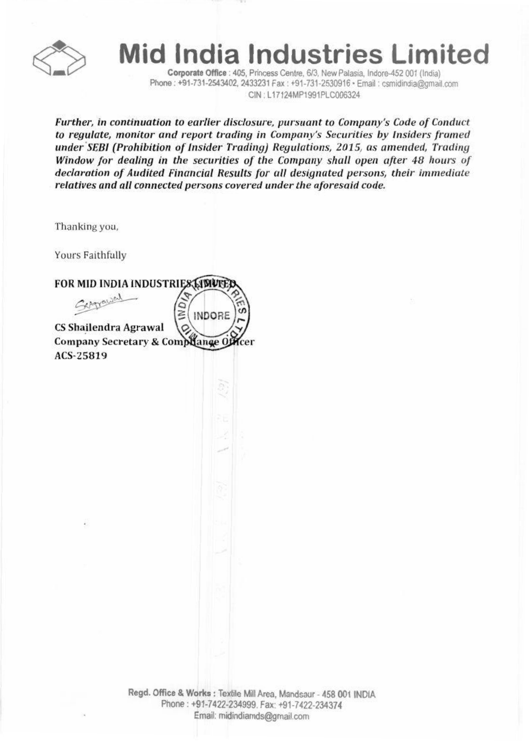# Mid India Industries Limited

Corporate Office : 405, Princess Centre, 6/3, New Palasia, Indore-452 001 (India)
Phone : +91-731-2543402, 2433231 Fax : +91-731-2530916 • Email : csmidindia@gmail.com
CIN : L17124MP1991PLC006324

***Further, in continuation to earlier disclosure, pursuant to Company's Code of Conduct to regulate, monitor and report trading in Company's Securities by Insiders framed under SEBI (Prohibition of Insider Trading) Regulations, 2015, as amended, Trading Window for dealing in the securities of the Company shall open after 48 hours of declaration of Audited Financial Results for all designated persons, their immediate relatives and all connected persons covered under the aforesaid code.***

Thanking you,

Yours Faithfully

**FOR MID INDIA INDUSTRIES LIMITED**

**CS Shailendra Agrawal**
**Company Secretary & Compliance Officer**
**ACS-25819**

Regd. Office & Works : Textile Mill Area, Mandsaur - 458 001 INDIA
Phone : +91-7422-234999, Fax: +91-7422-234374
Email: midindiamds@gmail.com